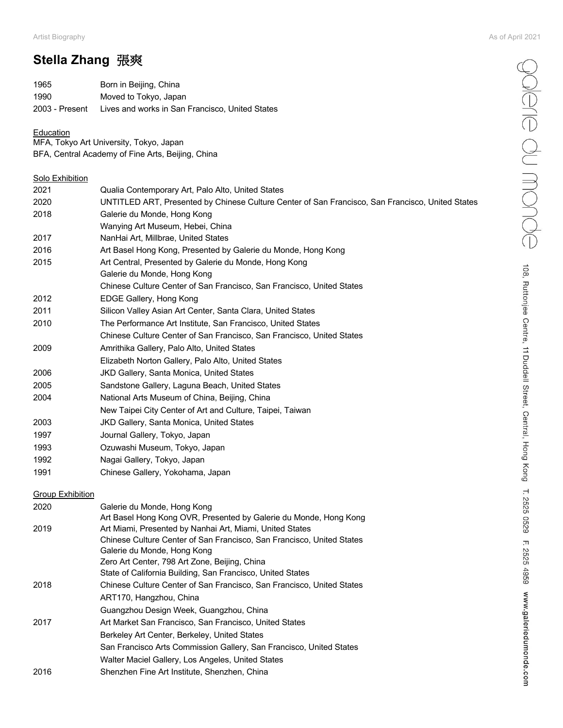# Stella Zhang 張爽

| | |
|---|---|
| 1965 | Born in Beijing, China |
| 1990 | Moved to Tokyo, Japan |
| 2003 - Present | Lives and works in San Francisco, United States |

## Education

MFA, Tokyo Art University, Tokyo, Japan
BFA, Central Academy of Fine Arts, Beijing, China

## Solo Exhibition

| | |
|---|---|
| 2021 | Qualia Contemporary Art, Palo Alto, United States |
| 2020 | UNTITLED ART, Presented by Chinese Culture Center of San Francisco, San Francisco, United States |
| 2018 | Galerie du Monde, Hong Kong |
| | Wanying Art Museum, Hebei, China |
| 2017 | NanHai Art, Millbrae, United States |
| 2016 | Art Basel Hong Kong, Presented by Galerie du Monde, Hong Kong |
| 2015 | Art Central, Presented by Galerie du Monde, Hong Kong |
| | Galerie du Monde, Hong Kong |
| | Chinese Culture Center of San Francisco, San Francisco, United States |
| 2012 | EDGE Gallery, Hong Kong |
| 2011 | Silicon Valley Asian Art Center, Santa Clara, United States |
| 2010 | The Performance Art Institute, San Francisco, United States |
| | Chinese Culture Center of San Francisco, San Francisco, United States |
| 2009 | Amrithika Gallery, Palo Alto, United States |
| | Elizabeth Norton Gallery, Palo Alto, United States |
| 2006 | JKD Gallery, Santa Monica, United States |
| 2005 | Sandstone Gallery, Laguna Beach, United States |
| 2004 | National Arts Museum of China, Beijing, China |
| | New Taipei City Center of Art and Culture, Taipei, Taiwan |
| 2003 | JKD Gallery, Santa Monica, United States |
| 1997 | Journal Gallery, Tokyo, Japan |
| 1993 | Ozuwashi Museum, Tokyo, Japan |
| 1992 | Nagai Gallery, Tokyo, Japan |
| 1991 | Chinese Gallery, Yokohama, Japan |

## Group Exhibition

| | |
|---|---|
| 2020 | Galerie du Monde, Hong Kong |
| | Art Basel Hong Kong OVR, Presented by Galerie du Monde, Hong Kong |
| 2019 | Art Miami, Presented by Nanhai Art, Miami, United States |
| | Chinese Culture Center of San Francisco, San Francisco, United States |
| | Galerie du Monde, Hong Kong |
| | Zero Art Center, 798 Art Zone, Beijing, China |
| | State of California Building, San Francisco, United States |
| 2018 | Chinese Culture Center of San Francisco, San Francisco, United States |
| | ART170, Hangzhou, China |
| | Guangzhou Design Week, Guangzhou, China |
| 2017 | Art Market San Francisco, San Francisco, United States |
| | Berkeley Art Center, Berkeley, United States |
| | San Francisco Arts Commission Gallery, San Francisco, United States |
| | Walter Maciel Gallery, Los Angeles, United States |
| 2016 | Shenzhen Fine Art Institute, Shenzhen, China |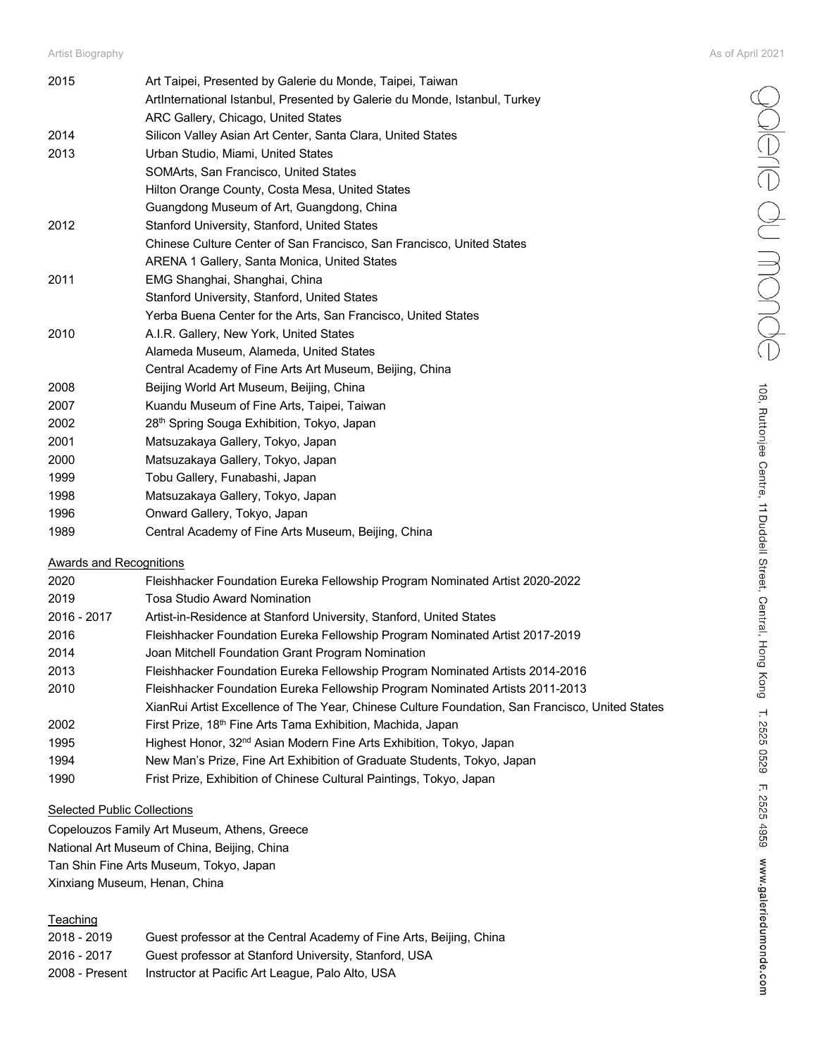| | |
|---|---|
| 2015 | Art Taipei, Presented by Galerie du Monde, Taipei, Taiwan |
| | ArtInternational Istanbul, Presented by Galerie du Monde, Istanbul, Turkey |
| | ARC Gallery, Chicago, United States |
| 2014 | Silicon Valley Asian Art Center, Santa Clara, United States |
| 2013 | Urban Studio, Miami, United States |
| | SOMArts, San Francisco, United States |
| | Hilton Orange County, Costa Mesa, United States |
| | Guangdong Museum of Art, Guangdong, China |
| 2012 | Stanford University, Stanford, United States |
| | Chinese Culture Center of San Francisco, San Francisco, United States |
| | ARENA 1 Gallery, Santa Monica, United States |
| 2011 | EMG Shanghai, Shanghai, China |
| | Stanford University, Stanford, United States |
| | Yerba Buena Center for the Arts, San Francisco, United States |
| 2010 | A.I.R. Gallery, New York, United States |
| | Alameda Museum, Alameda, United States |
| | Central Academy of Fine Arts Art Museum, Beijing, China |
| 2008 | Beijing World Art Museum, Beijing, China |
| 2007 | Kuandu Museum of Fine Arts, Taipei, Taiwan |
| 2002 | 28th Spring Souga Exhibition, Tokyo, Japan |
| 2001 | Matsuzakaya Gallery, Tokyo, Japan |
| 2000 | Matsuzakaya Gallery, Tokyo, Japan |
| 1999 | Tobu Gallery, Funabashi, Japan |
| 1998 | Matsuzakaya Gallery, Tokyo, Japan |
| 1996 | Onward Gallery, Tokyo, Japan |
| 1989 | Central Academy of Fine Arts Museum, Beijing, China |

## Awards and Recognitions

| | |
|---|---|
| 2020 | Fleishhacker Foundation Eureka Fellowship Program Nominated Artist 2020-2022 |
| 2019 | Tosa Studio Award Nomination |
| 2016 - 2017 | Artist-in-Residence at Stanford University, Stanford, United States |
| 2016 | Fleishhacker Foundation Eureka Fellowship Program Nominated Artist 2017-2019 |
| 2014 | Joan Mitchell Foundation Grant Program Nomination |
| 2013 | Fleishhacker Foundation Eureka Fellowship Program Nominated Artists 2014-2016 |
| 2010 | Fleishhacker Foundation Eureka Fellowship Program Nominated Artists 2011-2013 |
| | XianRui Artist Excellence of The Year, Chinese Culture Foundation, San Francisco, United States |
| 2002 | First Prize, 18th Fine Arts Tama Exhibition, Machida, Japan |
| 1995 | Highest Honor, 32nd Asian Modern Fine Arts Exhibition, Tokyo, Japan |
| 1994 | New Man's Prize, Fine Art Exhibition of Graduate Students, Tokyo, Japan |
| 1990 | Frist Prize, Exhibition of Chinese Cultural Paintings, Tokyo, Japan |

## Selected Public Collections

Copelouzos Family Art Museum, Athens, Greece
National Art Museum of China, Beijing, China
Tan Shin Fine Arts Museum, Tokyo, Japan
Xinxiang Museum, Henan, China

## Teaching

| | |
|---|---|
| 2018 - 2019 | Guest professor at the Central Academy of Fine Arts, Beijing, China |
| 2016 - 2017 | Guest professor at Stanford University, Stanford, USA |
| 2008 - Present | Instructor at Pacific Art League, Palo Alto, USA |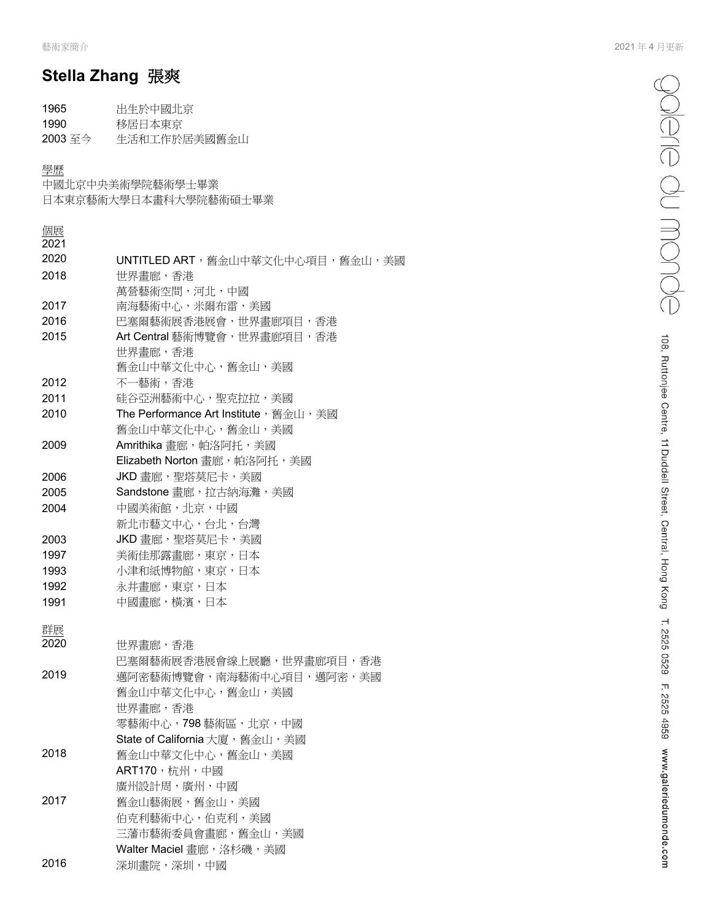# Stella Zhang 張爽

1965 出生於中國北京
1990 移居日本東京
2003 至今 生活和工作於居美國舊金山

## 學歷

中國北京中央美術學院藝術學士畢業
日本東京藝術大學日本畫科大學院藝術碩士畢業

## 個展

2021

2020 UNTITLED ART，舊金山中華文化中心項目，舊金山，美國

2018 世界畫廊，香港
萬營藝術空間，河北，中國

2017 南海藝術中心，米爾布雷，美國

2016 巴塞爾藝術展香港展會，世界畫廊項目，香港

2015 Art Central 藝術博覽會，世界畫廊項目，香港
世界畫廊，香港
舊金山中華文化中心，舊金山，美國

2012 不一藝術，香港

2011 硅谷亞洲藝術中心，聖克拉拉，美國

2010 The Performance Art Institute，舊金山，美國
舊金山中華文化中心，舊金山，美國

2009 Amrithika 畫廊，帕洛阿托，美國
Elizabeth Norton 畫廊，帕洛阿托，美國

2006 JKD 畫廊，聖塔莫尼卡，美國

2005 Sandstone 畫廊，拉古納海灘，美國

2004 中國美術館，北京，中國
新北市藝文中心，台北，台灣

2003 JKD 畫廊，聖塔莫尼卡，美國

1997 美術佳那露畫廊，東京，日本

1993 小津和紙博物館，東京，日本

1992 永井畫廊，東京，日本

1991 中國畫廊，橫濱，日本

## 群展

2020 世界畫廊，香港
巴塞爾藝術展香港展會線上展廳，世界畫廊項目，香港

2019 邁阿密藝術博覽會，南海藝術中心項目，邁阿密，美國
舊金山中華文化中心，舊金山，美國
世界畫廊，香港
零藝術中心，798 藝術區，北京，中國
State of California 大廈，舊金山，美國

2018 舊金山中華文化中心，舊金山，美國
ART170，杭州，中國
廣州設計周，廣州，中國

2017 舊金山藝術展，舊金山，美國
伯克利藝術中心，伯克利，美國
三藩市藝術委員會畫廊，舊金山，美國
Walter Maciel 畫廊，洛杉磯，美國

2016 深圳畫院，深圳，中國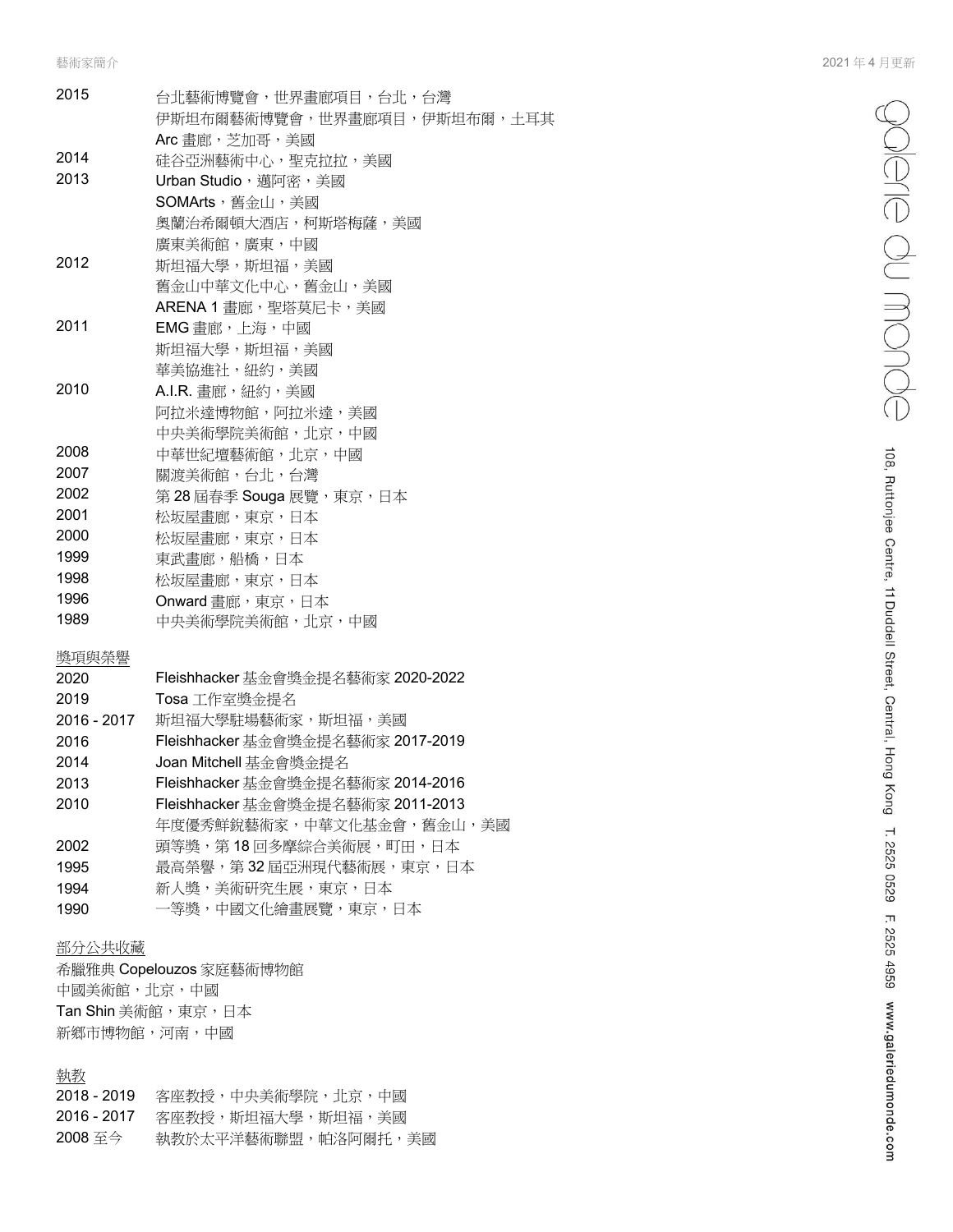| | |
|---|---|
| 2015 | 台北藝術博覽會，世界畫廊項目，台北，台灣 |
| | 伊斯坦布爾藝術博覽會，世界畫廊項目，伊斯坦布爾，土耳其 |
| | Arc 畫廊，芝加哥，美國 |
| 2014 | 硅谷亞洲藝術中心，聖克拉拉，美國 |
| 2013 | Urban Studio，邁阿密，美國 |
| | SOMArts，舊金山，美國 |
| | 奧蘭治希爾頓大酒店，柯斯塔梅薩，美國 |
| | 廣東美術館，廣東，中國 |
| 2012 | 斯坦福大學，斯坦福，美國 |
| | 舊金山中華文化中心，舊金山，美國 |
| | ARENA 1 畫廊，聖塔莫尼卡，美國 |
| 2011 | EMG 畫廊，上海，中國 |
| | 斯坦福大學，斯坦福，美國 |
| | 華美協進社，紐約，美國 |
| 2010 | A.I.R. 畫廊，紐約，美國 |
| | 阿拉米達博物館，阿拉米達，美國 |
| | 中央美術學院美術館，北京，中國 |
| 2008 | 中華世紀壇藝術館，北京，中國 |
| 2007 | 關渡美術館，台北，台灣 |
| 2002 | 第 28 屆春季 Souga 展覽，東京，日本 |
| 2001 | 松坂屋畫廊，東京，日本 |
| 2000 | 松坂屋畫廊，東京，日本 |
| 1999 | 東武畫廊，船橋，日本 |
| 1998 | 松坂屋畫廊，東京，日本 |
| 1996 | Onward 畫廊，東京，日本 |
| 1989 | 中央美術學院美術館，北京，中國 |

## 獎項與榮譽

| | |
|---|---|
| 2020 | Fleishhacker 基金會獎金提名藝術家 2020-2022 |
| 2019 | Tosa 工作室獎金提名 |
| 2016 - 2017 | 斯坦福大學駐場藝術家，斯坦福，美國 |
| 2016 | Fleishhacker 基金會獎金提名藝術家 2017-2019 |
| 2014 | Joan Mitchell 基金會獎金提名 |
| 2013 | Fleishhacker 基金會獎金提名藝術家 2014-2016 |
| 2010 | Fleishhacker 基金會獎金提名藝術家 2011-2013 |
| | 年度優秀鮮銳藝術家，中華文化基金會，舊金山，美國 |
| 2002 | 頭等獎，第 18 回多摩綜合美術展，町田，日本 |
| 1995 | 最高榮譽，第 32 屆亞洲現代藝術展，東京，日本 |
| 1994 | 新人獎，美術研究生展，東京，日本 |
| 1990 | 一等獎，中國文化繪畫展覽，東京，日本 |

## 部分公共收藏

希臘雅典 Copelouzos 家庭藝術博物館
中國美術館，北京，中國
Tan Shin 美術館，東京，日本
新鄉市博物館，河南，中國

## 執教

| | |
|---|---|
| 2018 - 2019 | 客座教授，中央美術學院，北京，中國 |
| 2016 - 2017 | 客座教授，斯坦福大學，斯坦福，美國 |
| 2008 至今 | 執教於太平洋藝術聯盟，帕洛阿爾托，美國 |